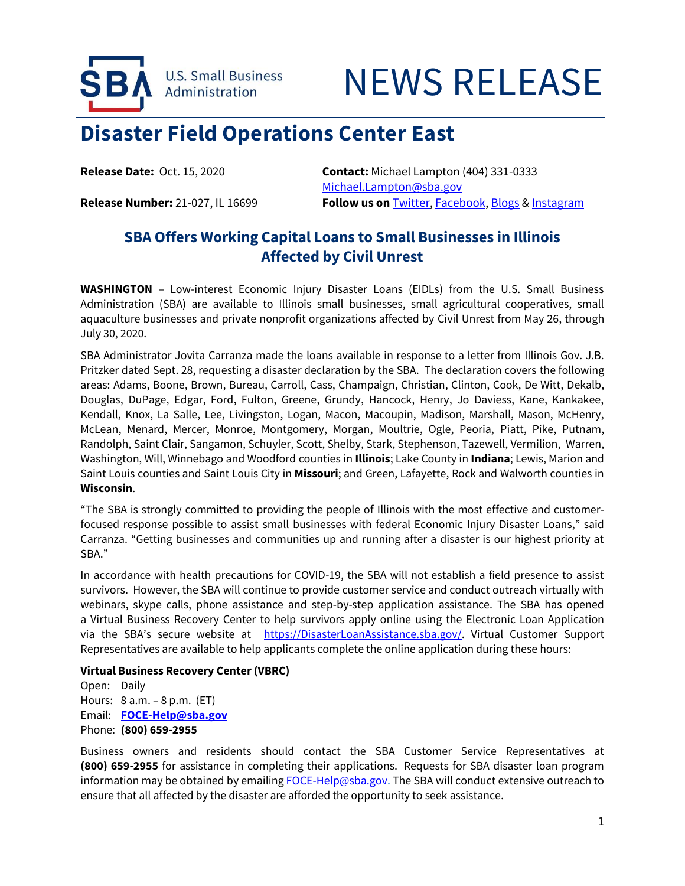U.S. Small Business Administration

# NEWS RELEASE

## Disaster Field Operations Center East

**Release Date:** Oct. 15, 2020

**Release Number:** 21-027, IL 16699

**Contact:** Michael Lampton (404) 331-0333
Michael.Lampton@sba.gov

**Follow us on** Twitter, Facebook, Blogs & Instagram

### SBA Offers Working Capital Loans to Small Businesses in Illinois Affected by Civil Unrest

**WASHINGTON** – Low-interest Economic Injury Disaster Loans (EIDLs) from the U.S. Small Business Administration (SBA) are available to Illinois small businesses, small agricultural cooperatives, small aquaculture businesses and private nonprofit organizations affected by Civil Unrest from May 26, through July 30, 2020.

SBA Administrator Jovita Carranza made the loans available in response to a letter from Illinois Gov. J.B. Pritzker dated Sept. 28, requesting a disaster declaration by the SBA. The declaration covers the following areas: Adams, Boone, Brown, Bureau, Carroll, Cass, Champaign, Christian, Clinton, Cook, De Witt, Dekalb, Douglas, DuPage, Edgar, Ford, Fulton, Greene, Grundy, Hancock, Henry, Jo Daviess, Kane, Kankakee, Kendall, Knox, La Salle, Lee, Livingston, Logan, Macon, Macoupin, Madison, Marshall, Mason, McHenry, McLean, Menard, Mercer, Monroe, Montgomery, Morgan, Moultrie, Ogle, Peoria, Piatt, Pike, Putnam, Randolph, Saint Clair, Sangamon, Schuyler, Scott, Shelby, Stark, Stephenson, Tazewell, Vermilion, Warren, Washington, Will, Winnebago and Woodford counties in **Illinois**; Lake County in **Indiana**; Lewis, Marion and Saint Louis counties and Saint Louis City in **Missouri**; and Green, Lafayette, Rock and Walworth counties in **Wisconsin**.

"The SBA is strongly committed to providing the people of Illinois with the most effective and customer-focused response possible to assist small businesses with federal Economic Injury Disaster Loans," said Carranza. "Getting businesses and communities up and running after a disaster is our highest priority at SBA."

In accordance with health precautions for COVID-19, the SBA will not establish a field presence to assist survivors. However, the SBA will continue to provide customer service and conduct outreach virtually with webinars, skype calls, phone assistance and step-by-step application assistance. The SBA has opened a Virtual Business Recovery Center to help survivors apply online using the Electronic Loan Application via the SBA's secure website at https://DisasterLoanAssistance.sba.gov/. Virtual Customer Support Representatives are available to help applicants complete the online application during these hours:

**Virtual Business Recovery Center (VBRC)**
Open: Daily
Hours: 8 a.m. – 8 p.m. (ET)
Email: **FOCE-Help@sba.gov**
Phone: **(800) 659-2955**

Business owners and residents should contact the SBA Customer Service Representatives at **(800) 659-2955** for assistance in completing their applications. Requests for SBA disaster loan program information may be obtained by emailing FOCE-Help@sba.gov. The SBA will conduct extensive outreach to ensure that all affected by the disaster are afforded the opportunity to seek assistance.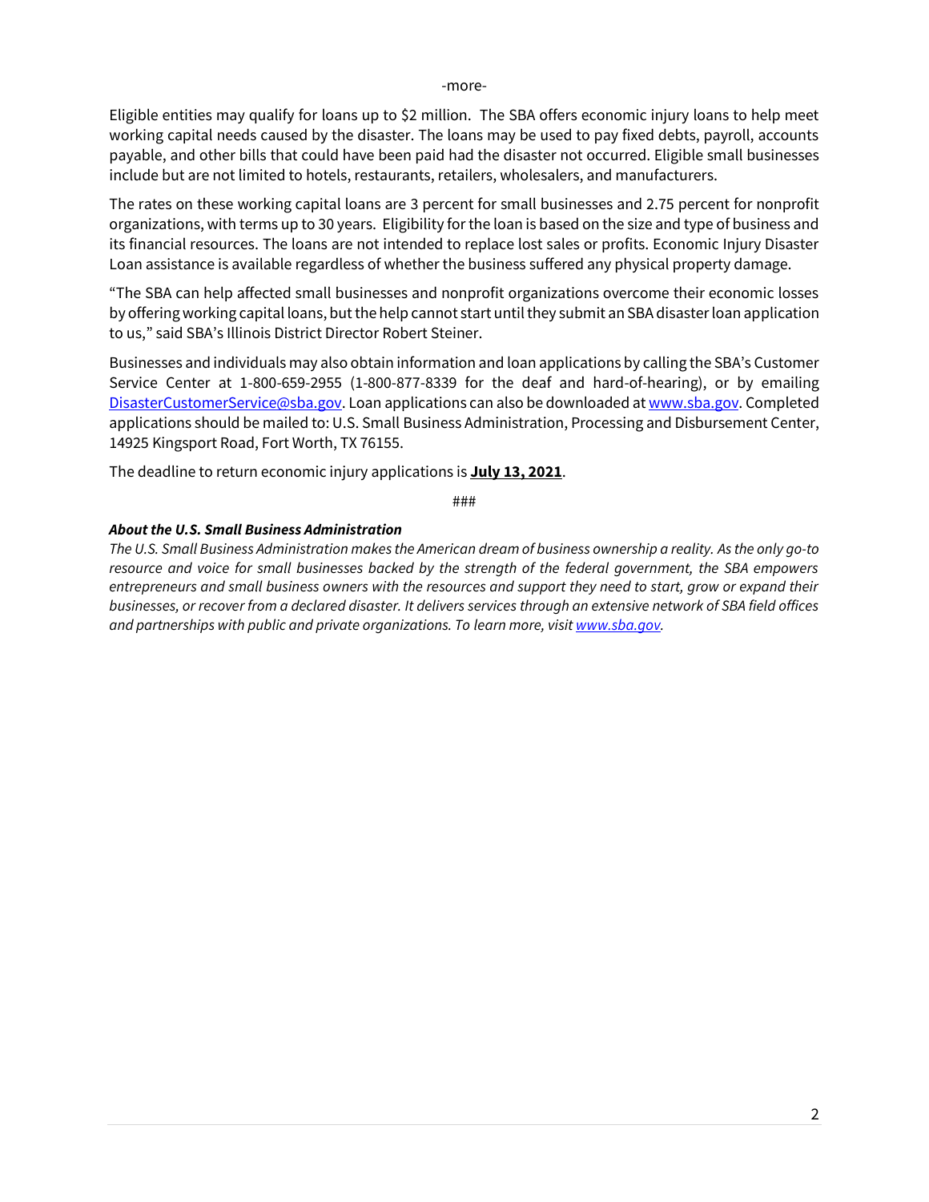-more-

Eligible entities may qualify for loans up to $2 million. The SBA offers economic injury loans to help meet working capital needs caused by the disaster. The loans may be used to pay fixed debts, payroll, accounts payable, and other bills that could have been paid had the disaster not occurred. Eligible small businesses include but are not limited to hotels, restaurants, retailers, wholesalers, and manufacturers.

The rates on these working capital loans are 3 percent for small businesses and 2.75 percent for nonprofit organizations, with terms up to 30 years. Eligibility for the loan is based on the size and type of business and its financial resources. The loans are not intended to replace lost sales or profits. Economic Injury Disaster Loan assistance is available regardless of whether the business suffered any physical property damage.

"The SBA can help affected small businesses and nonprofit organizations overcome their economic losses by offering working capital loans, but the help cannot start until they submit an SBA disaster loan application to us," said SBA's Illinois District Director Robert Steiner.

Businesses and individuals may also obtain information and loan applications by calling the SBA's Customer Service Center at 1-800-659-2955 (1-800-877-8339 for the deaf and hard-of-hearing), or by emailing DisasterCustomerService@sba.gov. Loan applications can also be downloaded at www.sba.gov. Completed applications should be mailed to: U.S. Small Business Administration, Processing and Disbursement Center, 14925 Kingsport Road, Fort Worth, TX 76155.

The deadline to return economic injury applications is **July 13, 2021**.

###

***About the U.S. Small Business Administration***

*The U.S. Small Business Administration makes the American dream of business ownership a reality. As the only go-to resource and voice for small businesses backed by the strength of the federal government, the SBA empowers entrepreneurs and small business owners with the resources and support they need to start, grow or expand their businesses, or recover from a declared disaster. It delivers services through an extensive network of SBA field offices and partnerships with public and private organizations. To learn more, visit www.sba.gov.*